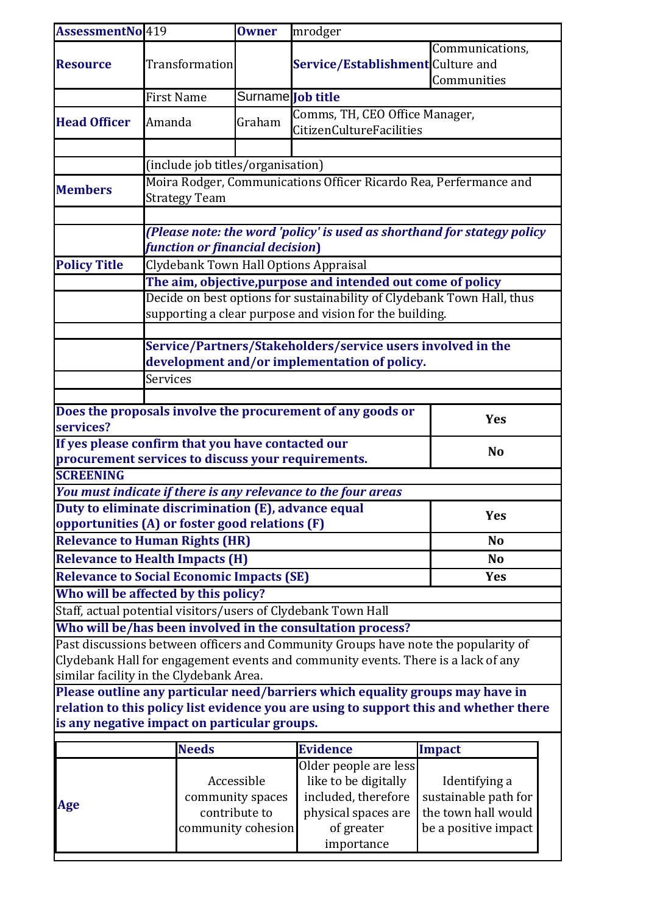| **AssessmentNo** | 419 | **Owner** | mrodger | |
|---|---|---|---|---|
| **Resource** | Transformation | | **Service/Establishment** | Communications, Culture and Communities |
| | First Name | Surname | **Job title** | |
| **Head Officer** | Amanda | Graham | Comms, TH, CEO Office Manager, CitizenCultureFacilities | |
| | | | | |
| | (include job titles/organisation) | | | |
| **Members** | Moira Rodger, Communications Officer Ricardo Rea, Perfermance and Strategy Team | | | |
| | | | | |
| | ***(Please note: the word 'policy' is used as shorthand for stategy policy function or financial decision)*** | | | |
| **Policy Title** | Clydebank Town Hall Options Appraisal | | | |
| | **The aim, objective,purpose and intended out come of policy** | | | |
| | Decide on best options for sustainability of Clydebank Town Hall, thus supporting a clear purpose and vision for the building. | | | |
| | | | | |
| | **Service/Partners/Stakeholders/service users involved in the development and/or implementation of policy.** | | | |
| | Services | | | |

| | |
|---|---|
| **Does the proposals involve the procurement of any goods or services?** | **Yes** |
| **If yes please confirm that you have contacted our procurement services to discuss your requirements.** | **No** |
| **SCREENING** | |
| ***You must indicate if there is any relevance to the four areas*** | |
| **Duty to eliminate discrimination (E), advance equal opportunities (A) or foster good relations (F)** | **Yes** |
| **Relevance to Human Rights (HR)** | **No** |
| **Relevance to Health Impacts (H)** | **No** |
| **Relevance to Social Economic Impacts (SE)** | **Yes** |

**Who will be affected by this policy?**

Staff, actual potential visitors/users of Clydebank Town Hall

**Who will be/has been involved in the consultation process?**

Past discussions between officers and Community Groups have note the popularity of Clydebank Hall for engagement events and community events. There is a lack of any similar facility in the Clydebank Area.

**Please outline any particular need/barriers which equality groups may have in relation to this policy list evidence you are using to support this and whether there is any negative impact on particular groups.**

| | **Needs** | **Evidence** | **Impact** |
|---|---|---|---|
| **Age** | Accessible community spaces contribute to community cohesion | Older people are less like to be digitally included, therefore physical spaces are of greater importance | Identifying a sustainable path for the town hall would be a positive impact |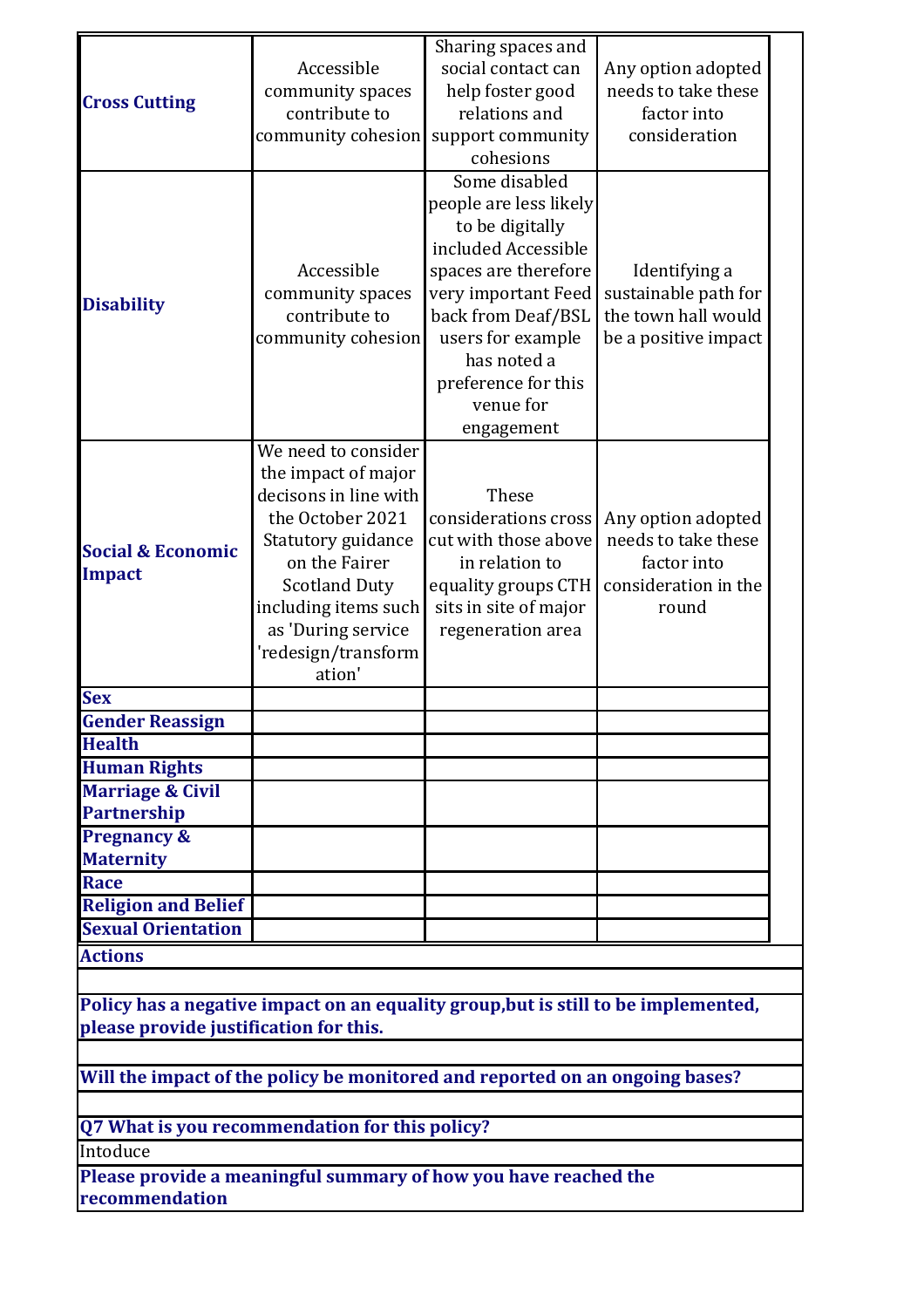| | | | |
|---|---|---|---|
| **Cross Cutting** | Accessible community spaces contribute to community cohesion | Sharing spaces and social contact can help foster good relations and support community cohesions | Any option adopted needs to take these factor into consideration |
| **Disability** | Accessible community spaces contribute to community cohesion | Some disabled people are less likely to be digitally included Accessible spaces are therefore very important Feed back from Deaf/BSL users for example has noted a preference for this venue for engagement | Identifying a sustainable path for the town hall would be a positive impact |
| **Social & Economic Impact** | We need to consider the impact of major decisons in line with the October 2021 Statutory guidance on the Fairer Scotland Duty including items such as 'During service 'redesign/transformation' | These considerations cross cut with those above in relation to equality groups CTH sits in site of major regeneration area | Any option adopted needs to take these factor into consideration in the round |
| **Sex** | | | |
| **Gender Reassign** | | | |
| **Health** | | | |
| **Human Rights** | | | |
| **Marriage & Civil Partnership** | | | |
| **Pregnancy & Maternity** | | | |
| **Race** | | | |
| **Religion and Belief** | | | |
| **Sexual Orientation** | | | |

**Actions**

**Policy has a negative impact on an equality group,but is still to be implemented, please provide justification for this.**

**Will the impact of the policy be monitored and reported on an ongoing bases?**

**Q7 What is you recommendation for this policy?**

Intoduce

**Please provide a meaningful summary of how you have reached the recommendation**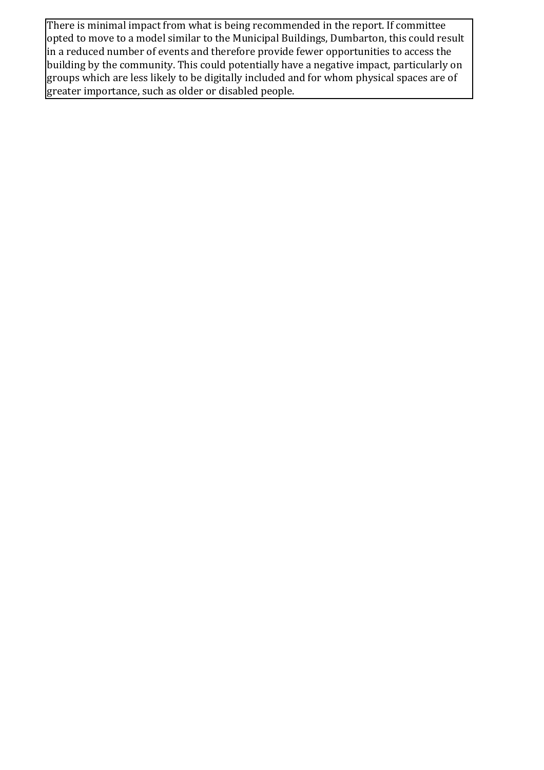There is minimal impact from what is being recommended in the report. If committee opted to move to a model similar to the Municipal Buildings, Dumbarton, this could result in a reduced number of events and therefore provide fewer opportunities to access the building by the community. This could potentially have a negative impact, particularly on groups which are less likely to be digitally included and for whom physical spaces are of greater importance, such as older or disabled people.